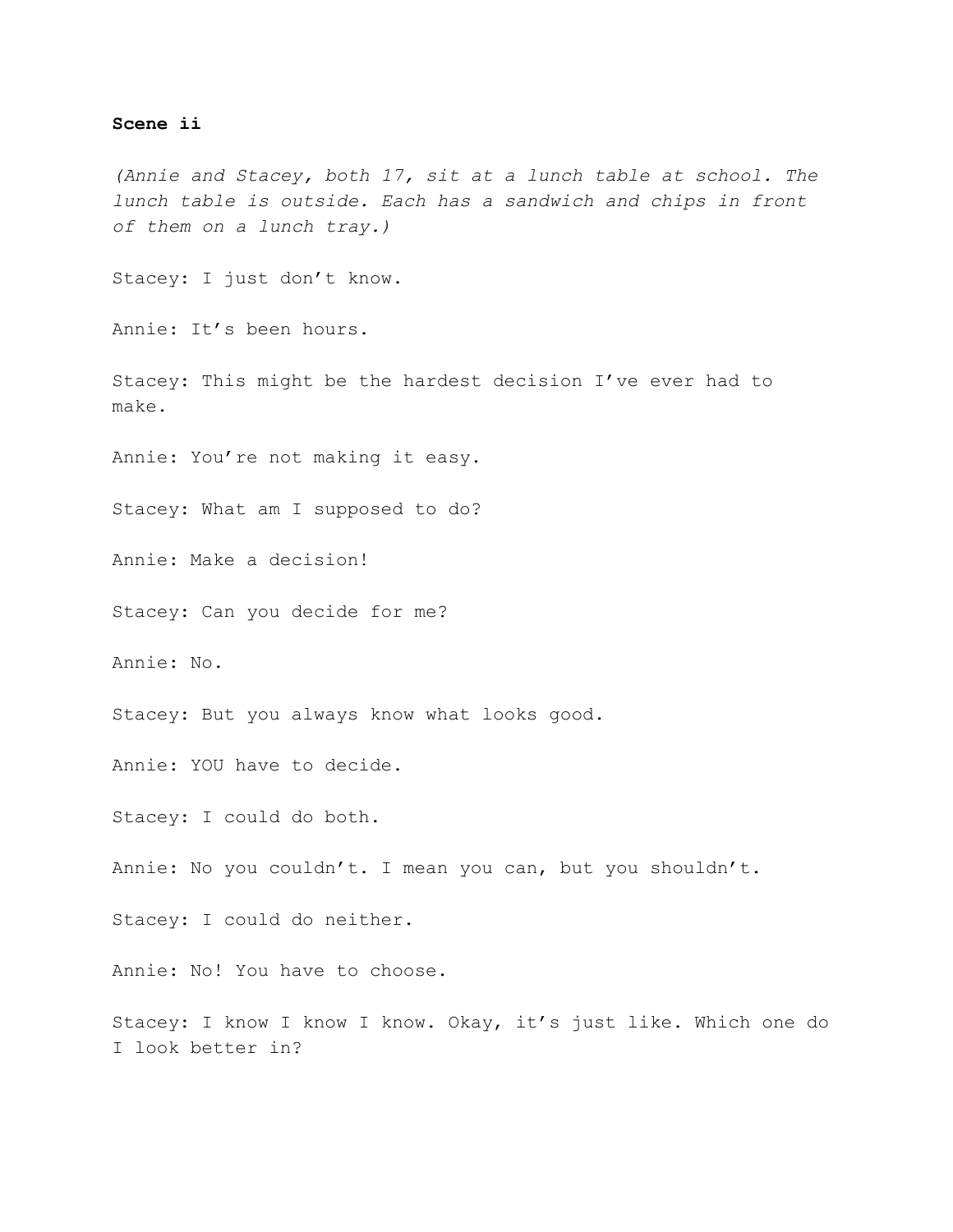**Scene ii**

*(Annie and Stacey, both 17, sit at a lunch table at school. The lunch table is outside. Each has a sandwich and chips in front of them on a lunch tray.)*

Stacey: I just don't know.

Annie: It's been hours.

Stacey: This might be the hardest decision I've ever had to make.

Annie: You're not making it easy.

Stacey: What am I supposed to do?

Annie: Make a decision!

Stacey: Can you decide for me?

Annie: No.

Stacey: But you always know what looks good.

Annie: YOU have to decide.

Stacey: I could do both.

Annie: No you couldn't. I mean you can, but you shouldn't.

Stacey: I could do neither.

Annie: No! You have to choose.

Stacey: I know I know I know. Okay, it's just like. Which one do I look better in?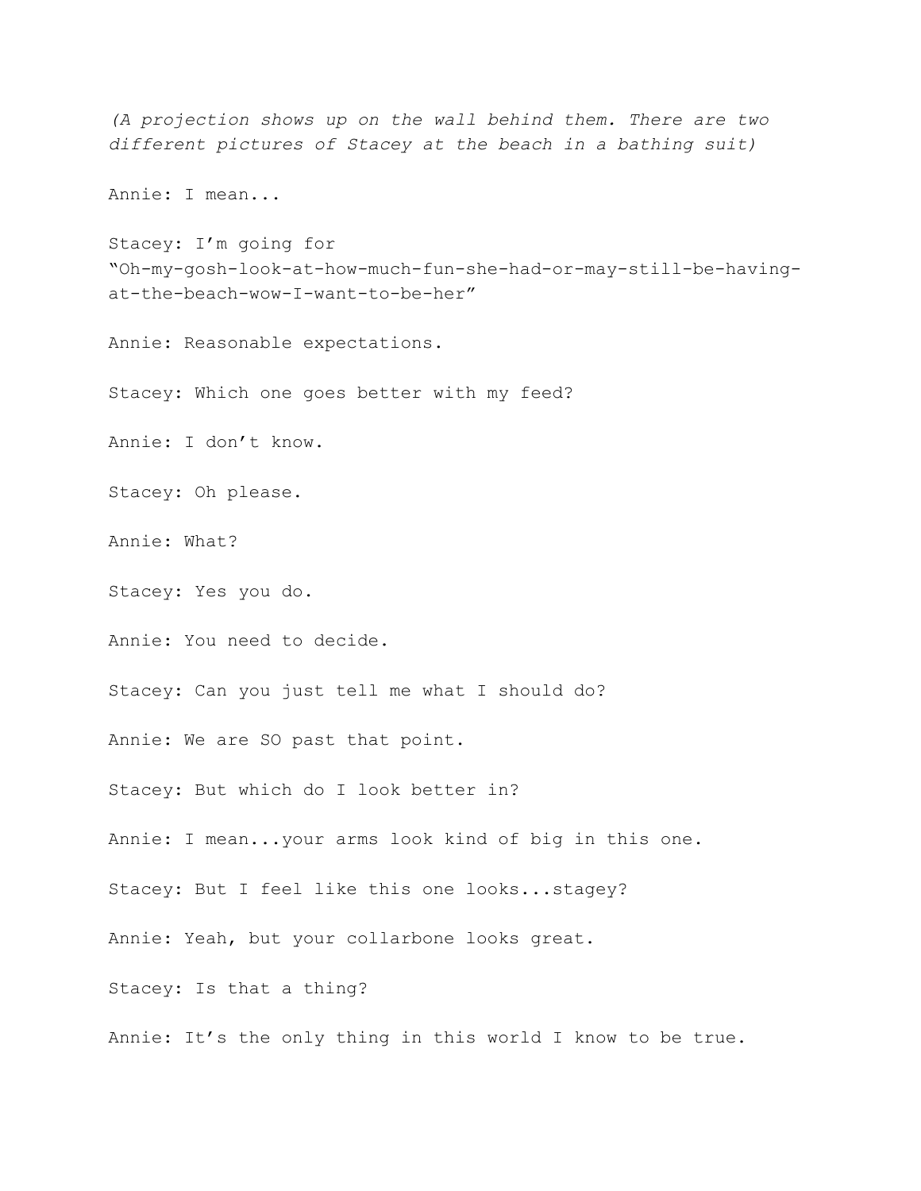*(A projection shows up on the wall behind them. There are two different pictures of Stacey at the beach in a bathing suit)*

Annie: I mean...

Stacey: I'm going for "Oh-my-gosh-look-at-how-much-fun-she-had-or-may-still-be-having-at-the-beach-wow-I-want-to-be-her"

Annie: Reasonable expectations.

Stacey: Which one goes better with my feed?

Annie: I don't know.

Stacey: Oh please.

Annie: What?

Stacey: Yes you do.

Annie: You need to decide.

Stacey: Can you just tell me what I should do?

Annie: We are SO past that point.

Stacey: But which do I look better in?

Annie: I mean...your arms look kind of big in this one.

Stacey: But I feel like this one looks...stagey?

Annie: Yeah, but your collarbone looks great.

Stacey: Is that a thing?

Annie: It's the only thing in this world I know to be true.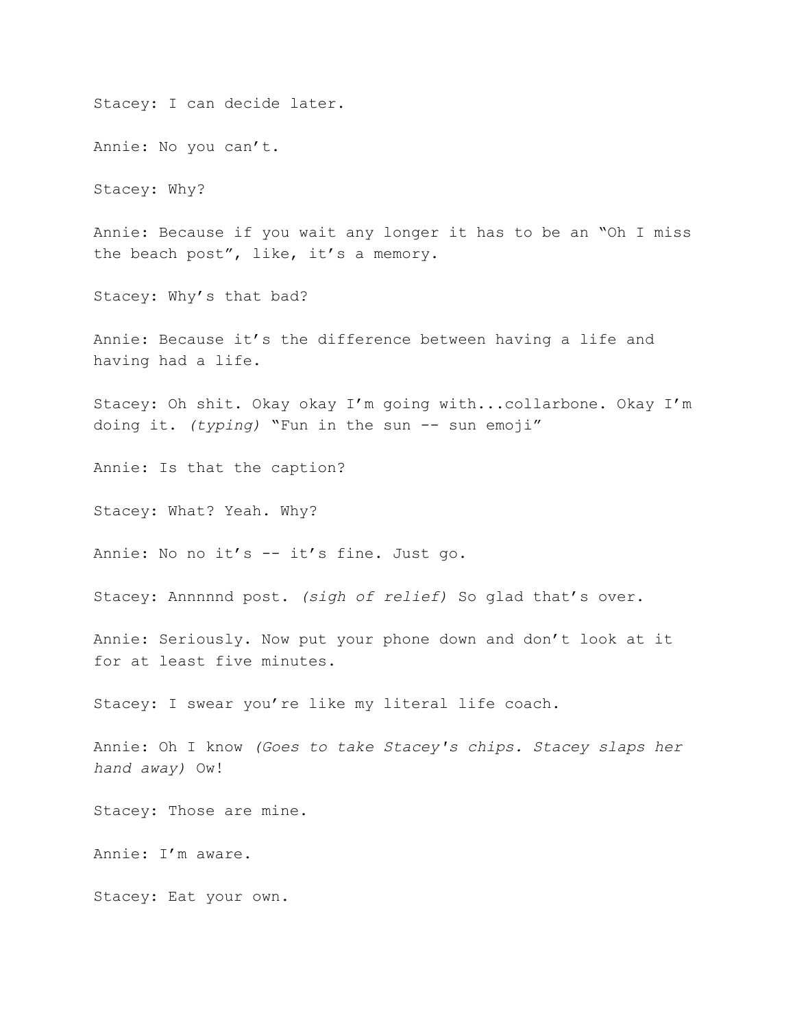Stacey: I can decide later.

Annie: No you can't.

Stacey: Why?

Annie: Because if you wait any longer it has to be an "Oh I miss the beach post", like, it's a memory.

Stacey: Why's that bad?

Annie: Because it's the difference between having a life and having had a life.

Stacey: Oh shit. Okay okay I'm going with...collarbone. Okay I'm doing it. *(typing)* "Fun in the sun -- sun emoji"

Annie: Is that the caption?

Stacey: What? Yeah. Why?

Annie: No no it's -- it's fine. Just go.

Stacey: Annnnnd post. *(sigh of relief)* So glad that's over.

Annie: Seriously. Now put your phone down and don't look at it for at least five minutes.

Stacey: I swear you're like my literal life coach.

Annie: Oh I know *(Goes to take Stacey's chips. Stacey slaps her hand away)* Ow!

Stacey: Those are mine.

Annie: I'm aware.

Stacey: Eat your own.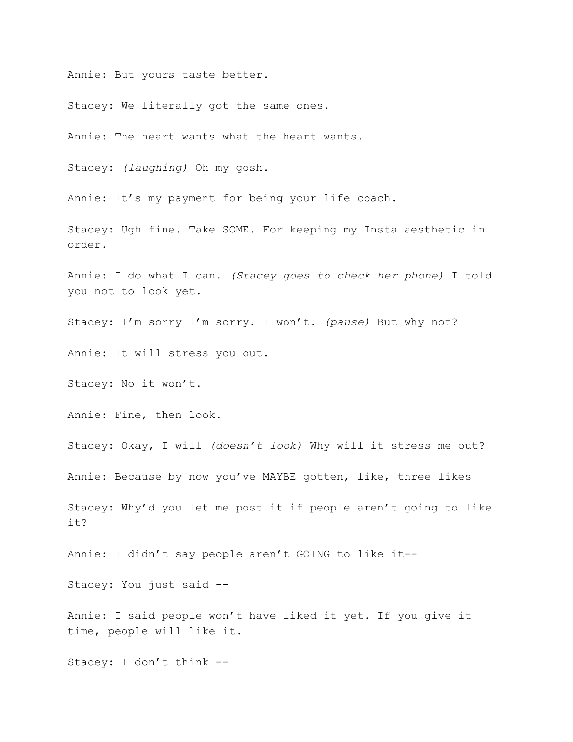Annie: But yours taste better.

Stacey: We literally got the same ones.

Annie: The heart wants what the heart wants.

Stacey: *(laughing)* Oh my gosh.

Annie: It's my payment for being your life coach.

Stacey: Ugh fine. Take SOME. For keeping my Insta aesthetic in order.

Annie: I do what I can. *(Stacey goes to check her phone)* I told you not to look yet.

Stacey: I'm sorry I'm sorry. I won't. *(pause)* But why not?

Annie: It will stress you out.

Stacey: No it won't.

Annie: Fine, then look.

Stacey: Okay, I will *(doesn't look)* Why will it stress me out?

Annie: Because by now you've MAYBE gotten, like, three likes

Stacey: Why'd you let me post it if people aren't going to like it?

Annie: I didn't say people aren't GOING to like it--

Stacey: You just said --

Annie: I said people won't have liked it yet. If you give it time, people will like it.

Stacey: I don't think --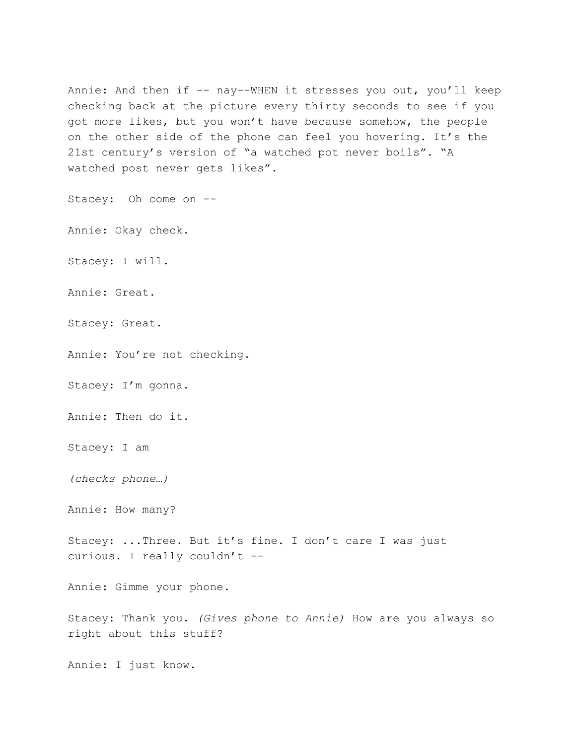Annie: And then if -- nay--WHEN it stresses you out, you'll keep checking back at the picture every thirty seconds to see if you got more likes, but you won't have because somehow, the people on the other side of the phone can feel you hovering. It's the 21st century's version of "a watched pot never boils". "A watched post never gets likes".

Stacey: Oh come on --

Annie: Okay check.

Stacey: I will.

Annie: Great.

Stacey: Great.

Annie: You're not checking.

Stacey: I'm gonna.

Annie: Then do it.

Stacey: I am

*(checks phone…)*

Annie: How many?

Stacey: ...Three. But it's fine. I don't care I was just curious. I really couldn't --

Annie: Gimme your phone.

Stacey: Thank you. *(Gives phone to Annie)* How are you always so right about this stuff?

Annie: I just know.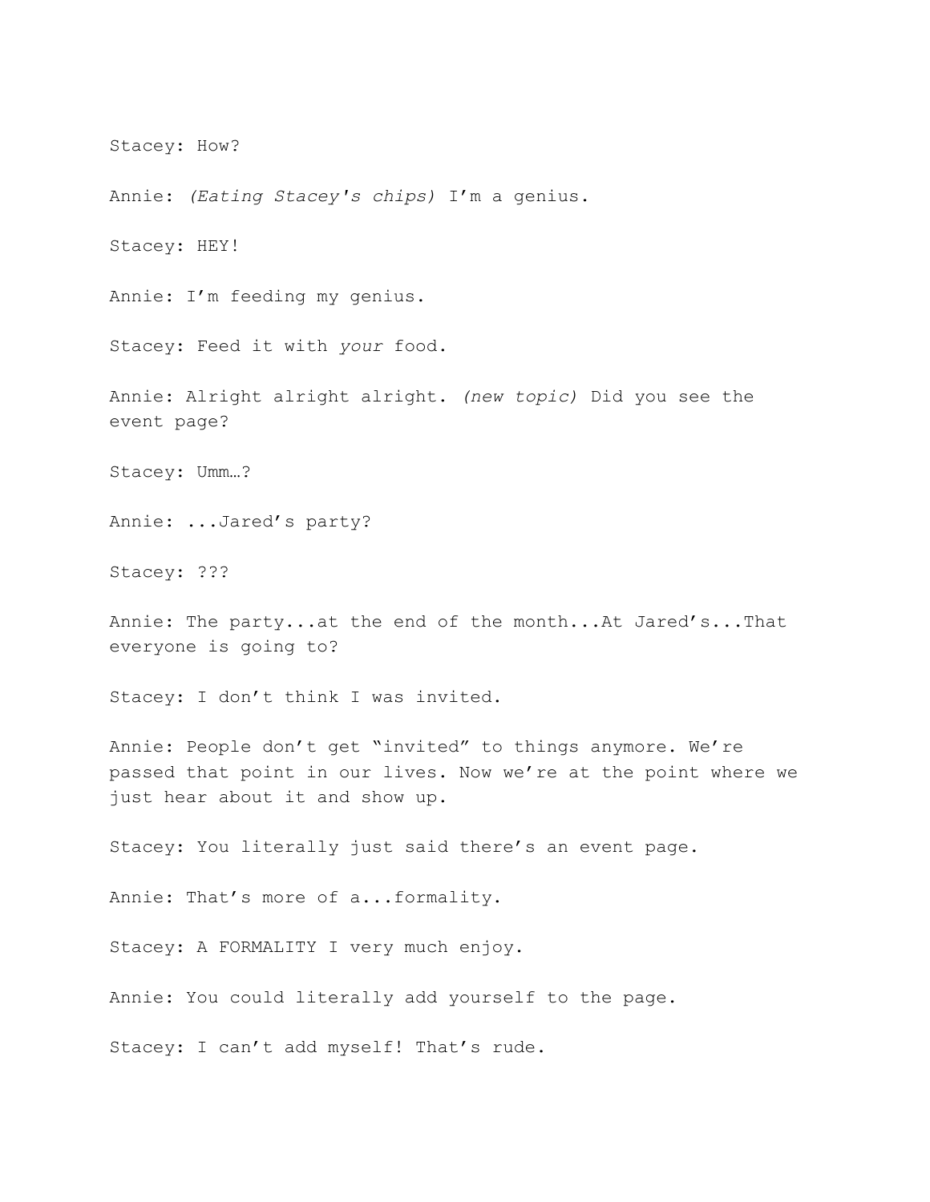Stacey: How?

Annie: *(Eating Stacey's chips)* I'm a genius.

Stacey: HEY!

Annie: I'm feeding my genius.

Stacey: Feed it with *your* food.

Annie: Alright alright alright. *(new topic)* Did you see the event page?

Stacey: Umm…?

Annie: ...Jared's party?

Stacey: ???

Annie: The party...at the end of the month...At Jared's...That everyone is going to?

Stacey: I don't think I was invited.

Annie: People don't get "invited" to things anymore. We're passed that point in our lives. Now we're at the point where we just hear about it and show up.

Stacey: You literally just said there's an event page.

Annie: That's more of a...formality.

Stacey: A FORMALITY I very much enjoy.

Annie: You could literally add yourself to the page.

Stacey: I can't add myself! That's rude.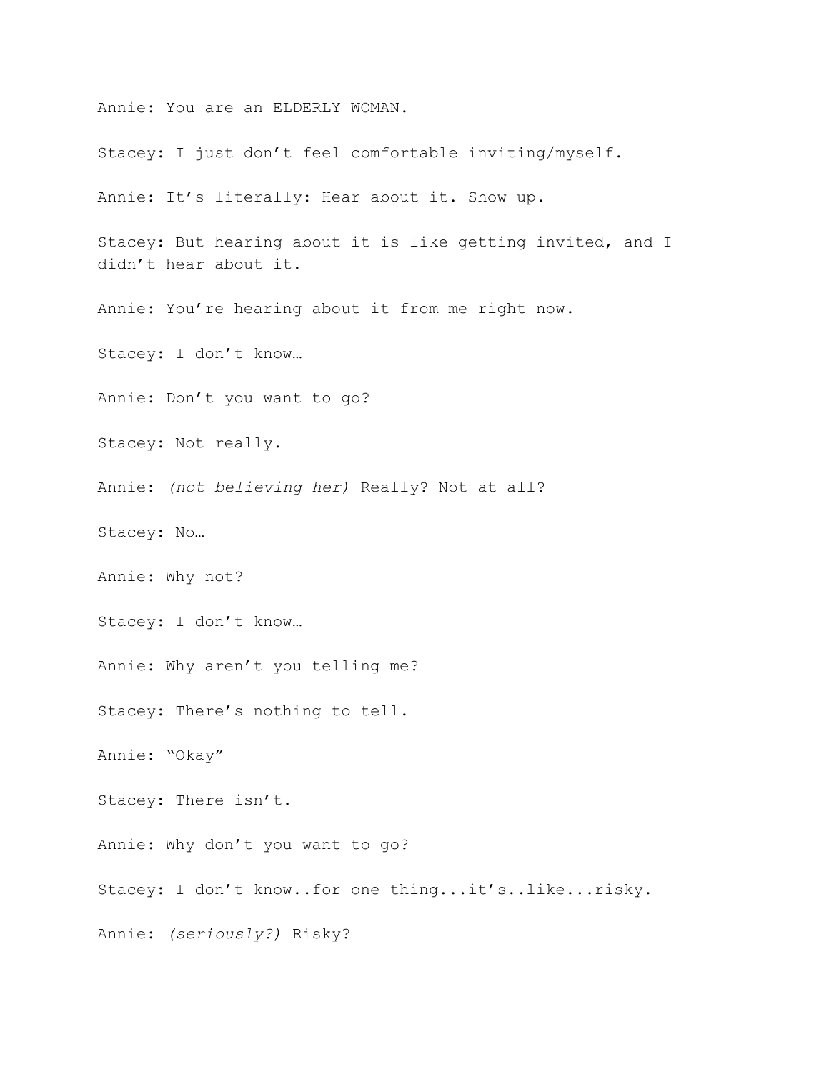Annie: You are an ELDERLY WOMAN.

Stacey: I just don’t feel comfortable inviting/myself.

Annie: It’s literally: Hear about it. Show up.

Stacey: But hearing about it is like getting invited, and I didn’t hear about it.

Annie: You’re hearing about it from me right now.

Stacey: I don’t know…

Annie: Don’t you want to go?

Stacey: Not really.

Annie: *(not believing her)* Really? Not at all?

Stacey: No…

Annie: Why not?

Stacey: I don’t know…

Annie: Why aren’t you telling me?

Stacey: There’s nothing to tell.

Annie: “Okay”

Stacey: There isn’t.

Annie: Why don’t you want to go?

Stacey: I don’t know..for one thing...it’s..like...risky.

Annie: *(seriously?)* Risky?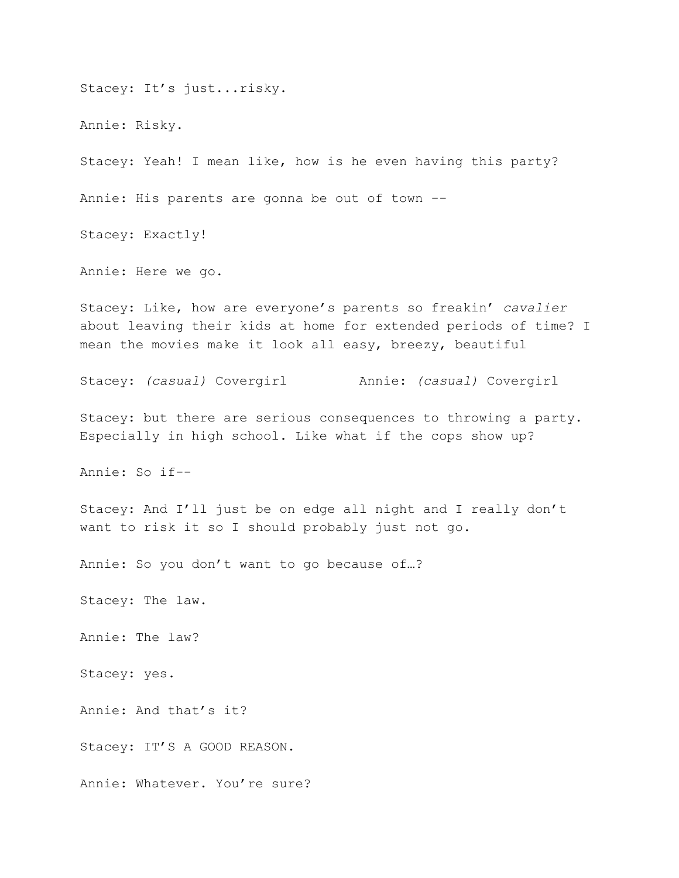Stacey: It's just...risky.

Annie: Risky.

Stacey: Yeah! I mean like, how is he even having this party?

Annie: His parents are gonna be out of town --

Stacey: Exactly!

Annie: Here we go.

Stacey: Like, how are everyone's parents so freakin' *cavalier* about leaving their kids at home for extended periods of time? I mean the movies make it look all easy, breezy, beautiful

Stacey: *(casual)* Covergirl Annie: *(casual)* Covergirl

Stacey: but there are serious consequences to throwing a party. Especially in high school. Like what if the cops show up?

Annie: So if--

Stacey: And I'll just be on edge all night and I really don't want to risk it so I should probably just not go.

Annie: So you don't want to go because of…?

Stacey: The law.

Annie: The law?

Stacey: yes.

Annie: And that's it?

Stacey: IT'S A GOOD REASON.

Annie: Whatever. You're sure?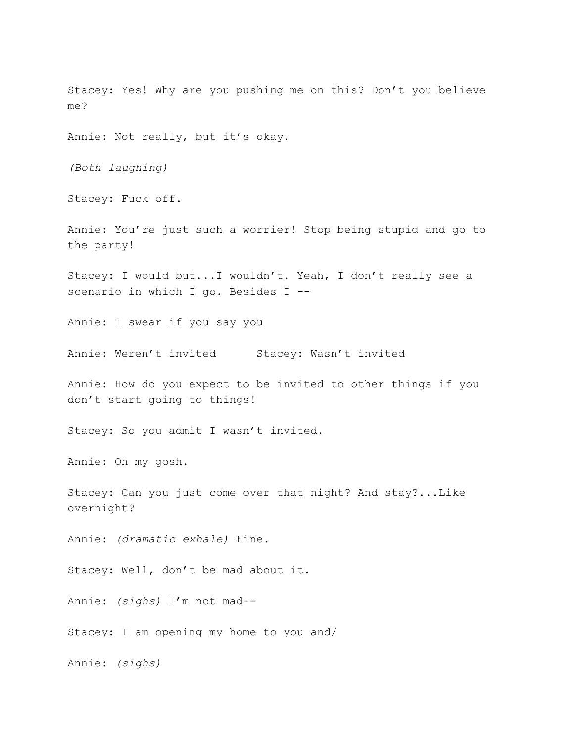Stacey: Yes! Why are you pushing me on this? Don't you believe me?

Annie: Not really, but it's okay.

*(Both laughing)*

Stacey: Fuck off.

Annie: You're just such a worrier! Stop being stupid and go to the party!

Stacey: I would but...I wouldn't. Yeah, I don't really see a scenario in which I go. Besides I --

Annie: I swear if you say you

Annie: Weren't invited      Stacey: Wasn't invited

Annie: How do you expect to be invited to other things if you don't start going to things!

Stacey: So you admit I wasn't invited.

Annie: Oh my gosh.

Stacey: Can you just come over that night? And stay?...Like overnight?

Annie: *(dramatic exhale)* Fine.

Stacey: Well, don't be mad about it.

Annie: *(sighs)* I'm not mad--

Stacey: I am opening my home to you and/

Annie: *(sighs)*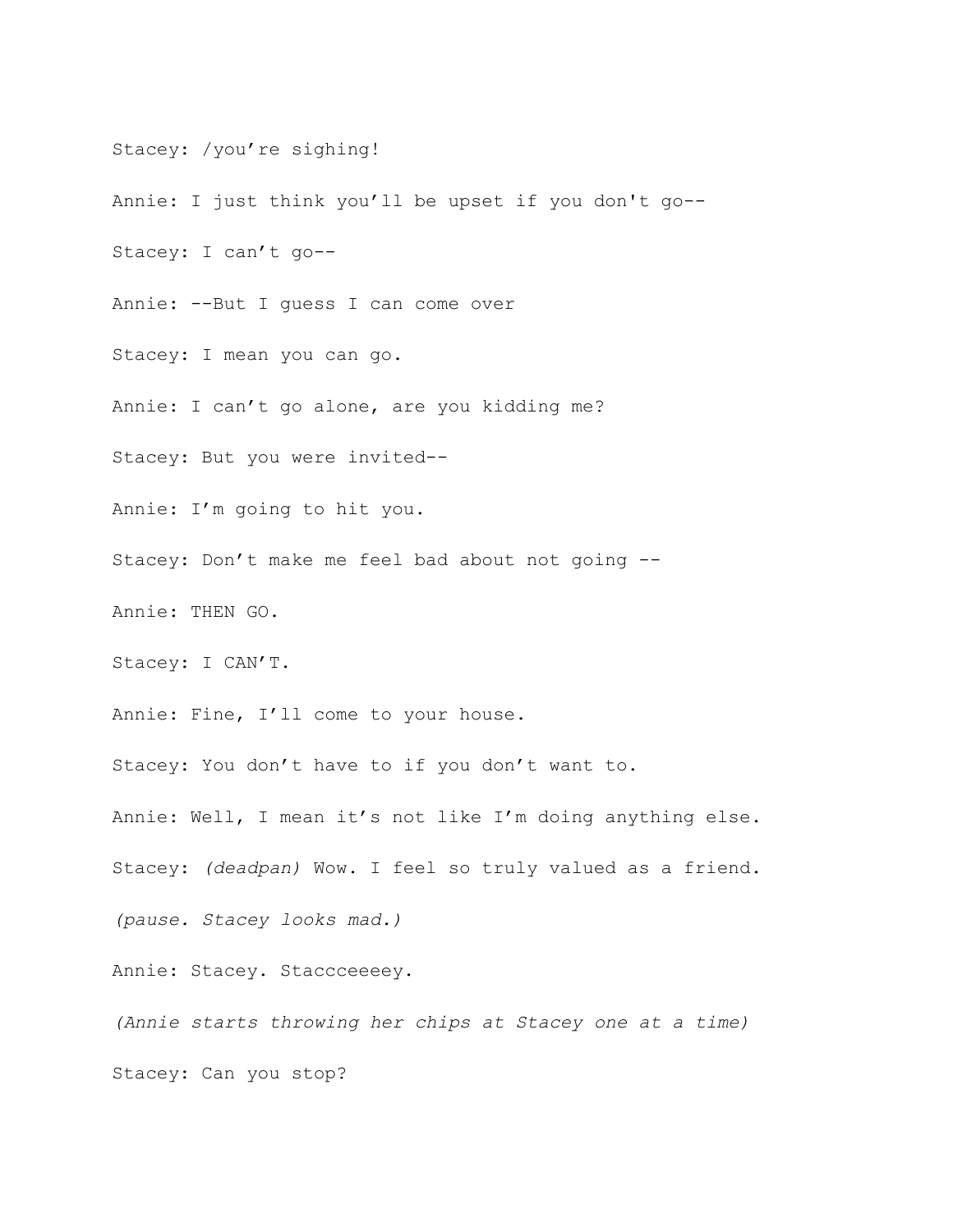Stacey: /you're sighing!

Annie: I just think you'll be upset if you don't go--

Stacey: I can't go--

Annie: --But I guess I can come over

Stacey: I mean you can go.

Annie: I can't go alone, are you kidding me?

Stacey: But you were invited--

Annie: I'm going to hit you.

Stacey: Don't make me feel bad about not going --

Annie: THEN GO.

Stacey: I CAN'T.

Annie: Fine, I'll come to your house.

Stacey: You don't have to if you don't want to.

Annie: Well, I mean it's not like I'm doing anything else.

Stacey: *(deadpan)* Wow. I feel so truly valued as a friend.

*(pause. Stacey looks mad.)*

Annie: Stacey. Staccceeeey.

*(Annie starts throwing her chips at Stacey one at a time)*

Stacey: Can you stop?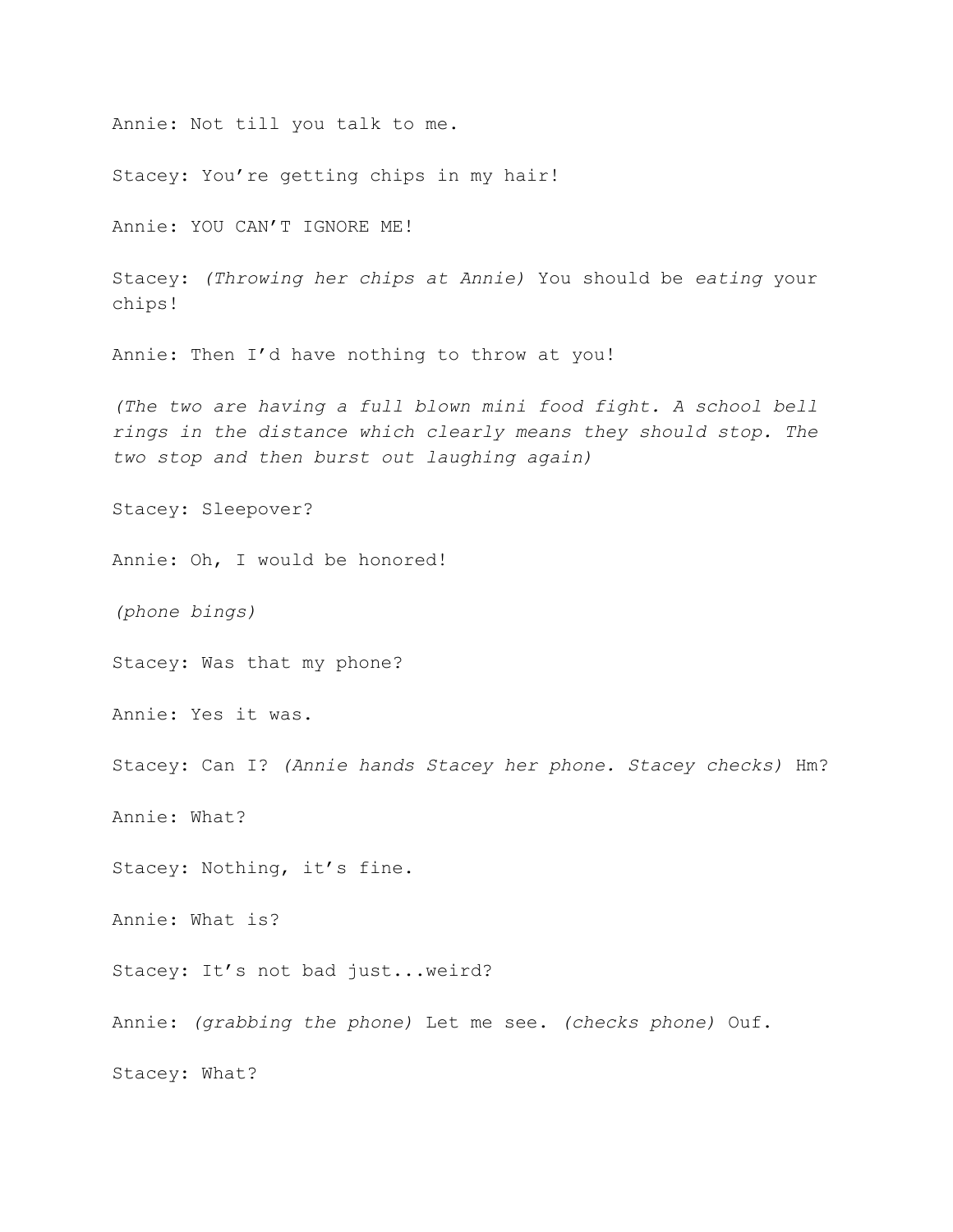Annie: Not till you talk to me.

Stacey: You're getting chips in my hair!

Annie: YOU CAN'T IGNORE ME!

Stacey: *(Throwing her chips at Annie)* You should be *eating* your chips!

Annie: Then I'd have nothing to throw at you!

*(The two are having a full blown mini food fight. A school bell rings in the distance which clearly means they should stop. The two stop and then burst out laughing again)*

Stacey: Sleepover?

Annie: Oh, I would be honored!

*(phone bings)*

Stacey: Was that my phone?

Annie: Yes it was.

Stacey: Can I? *(Annie hands Stacey her phone. Stacey checks)* Hm?

Annie: What?

Stacey: Nothing, it's fine.

Annie: What is?

Stacey: It's not bad just...weird?

Annie: *(grabbing the phone)* Let me see. *(checks phone)* Ouf.

Stacey: What?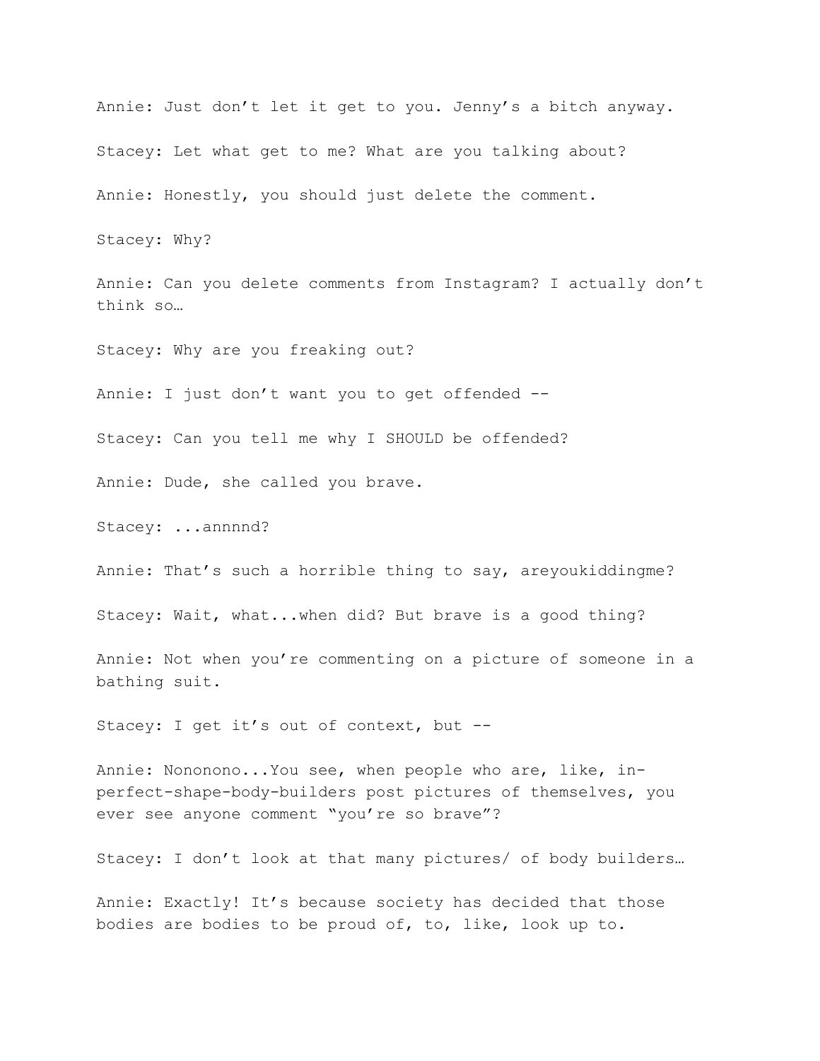Annie: Just don't let it get to you. Jenny's a bitch anyway.

Stacey: Let what get to me? What are you talking about?

Annie: Honestly, you should just delete the comment.

Stacey: Why?

Annie: Can you delete comments from Instagram? I actually don't think so…

Stacey: Why are you freaking out?

Annie: I just don't want you to get offended --

Stacey: Can you tell me why I SHOULD be offended?

Annie: Dude, she called you brave.

Stacey: ...annnnd?

Annie: That's such a horrible thing to say, areyoukiddingme?

Stacey: Wait, what...when did? But brave is a good thing?

Annie: Not when you're commenting on a picture of someone in a bathing suit.

Stacey: I get it's out of context, but --

Annie: Nononono...You see, when people who are, like, in-perfect-shape-body-builders post pictures of themselves, you ever see anyone comment "you're so brave"?

Stacey: I don't look at that many pictures/ of body builders…

Annie: Exactly! It's because society has decided that those bodies are bodies to be proud of, to, like, look up to.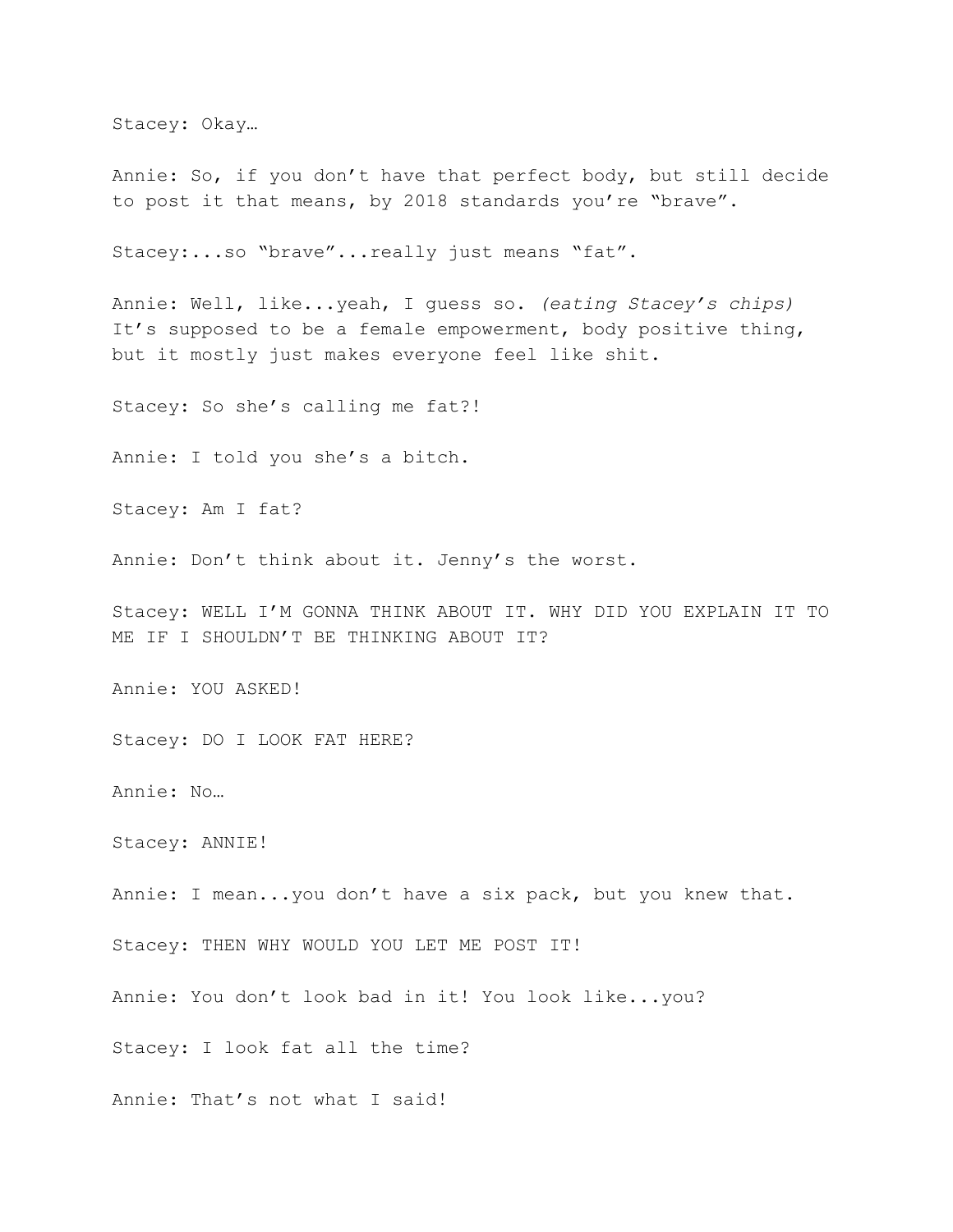Stacey: Okay…

Annie: So, if you don't have that perfect body, but still decide to post it that means, by 2018 standards you're "brave".

Stacey:...so "brave"...really just means "fat".

Annie: Well, like...yeah, I guess so. *(eating Stacey's chips)* It's supposed to be a female empowerment, body positive thing, but it mostly just makes everyone feel like shit.

Stacey: So she's calling me fat?!

Annie: I told you she's a bitch.

Stacey: Am I fat?

Annie: Don't think about it. Jenny's the worst.

Stacey: WELL I'M GONNA THINK ABOUT IT. WHY DID YOU EXPLAIN IT TO ME IF I SHOULDN'T BE THINKING ABOUT IT?

Annie: YOU ASKED!

Stacey: DO I LOOK FAT HERE?

Annie: No…

Stacey: ANNIE!

Annie: I mean...you don't have a six pack, but you knew that.

Stacey: THEN WHY WOULD YOU LET ME POST IT!

Annie: You don't look bad in it! You look like...you?

Stacey: I look fat all the time?

Annie: That's not what I said!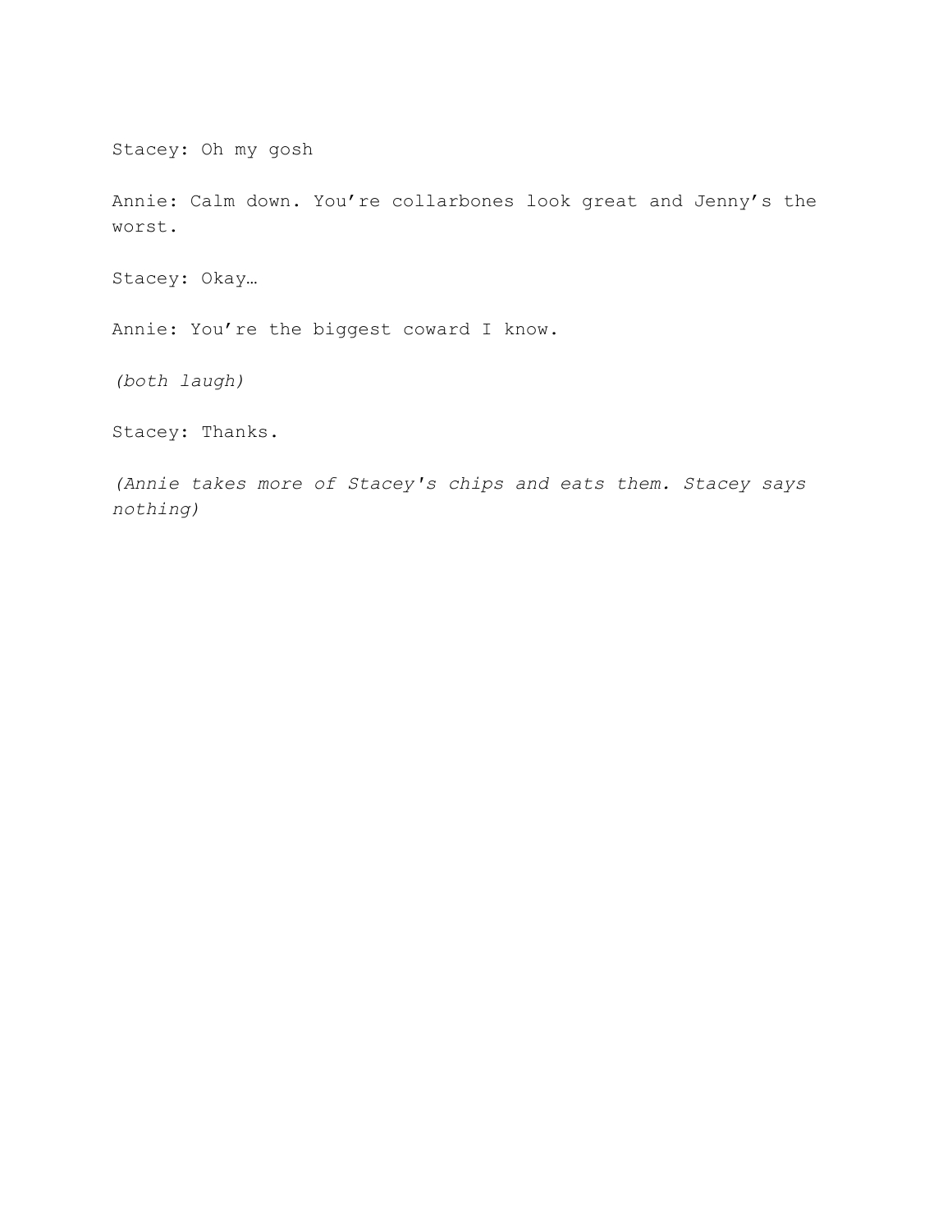Stacey: Oh my gosh

Annie: Calm down. You're collarbones look great and Jenny's the worst.

Stacey: Okay…

Annie: You're the biggest coward I know.

*(both laugh)*

Stacey: Thanks.

*(Annie takes more of Stacey's chips and eats them. Stacey says nothing)*